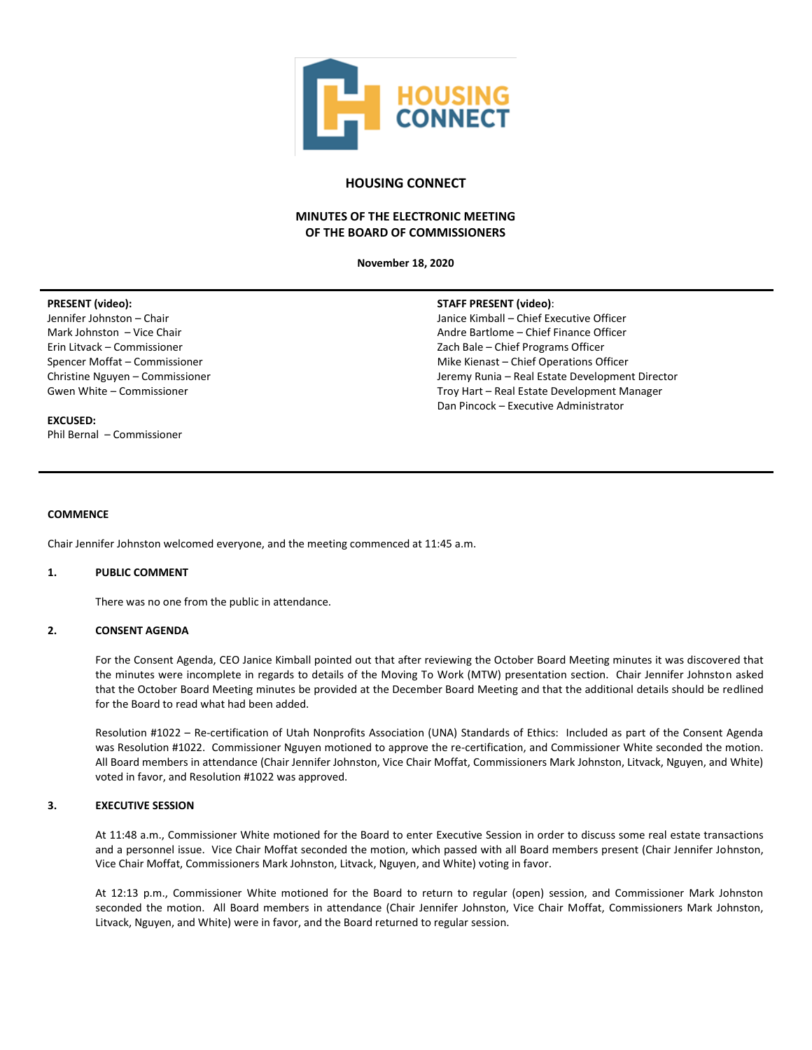# HOUSING CONNECT

## MINUTES OF THE ELECTRONIC MEETING OF THE BOARD OF COMMISSIONERS

**November 18, 2020**

**PRESENT (video):**
Jennifer Johnston – Chair
Mark Johnston – Vice Chair
Erin Litvack – Commissioner
Spencer Moffat – Commissioner
Christine Nguyen – Commissioner
Gwen White – Commissioner

**EXCUSED:**
Phil Bernal – Commissioner

**STAFF PRESENT (video):**
Janice Kimball – Chief Executive Officer
Andre Bartlome – Chief Finance Officer
Zach Bale – Chief Programs Officer
Mike Kienast – Chief Operations Officer
Jeremy Runia – Real Estate Development Director
Troy Hart – Real Estate Development Manager
Dan Pincock – Executive Administrator

### COMMENCE

Chair Jennifer Johnston welcomed everyone, and the meeting commenced at 11:45 a.m.

### 1. PUBLIC COMMENT

There was no one from the public in attendance.

### 2. CONSENT AGENDA

For the Consent Agenda, CEO Janice Kimball pointed out that after reviewing the October Board Meeting minutes it was discovered that the minutes were incomplete in regards to details of the Moving To Work (MTW) presentation section. Chair Jennifer Johnston asked that the October Board Meeting minutes be provided at the December Board Meeting and that the additional details should be redlined for the Board to read what had been added.

Resolution #1022 – Re-certification of Utah Nonprofits Association (UNA) Standards of Ethics: Included as part of the Consent Agenda was Resolution #1022. Commissioner Nguyen motioned to approve the re-certification, and Commissioner White seconded the motion. All Board members in attendance (Chair Jennifer Johnston, Vice Chair Moffat, Commissioners Mark Johnston, Litvack, Nguyen, and White) voted in favor, and Resolution #1022 was approved.

### 3. EXECUTIVE SESSION

At 11:48 a.m., Commissioner White motioned for the Board to enter Executive Session in order to discuss some real estate transactions and a personnel issue. Vice Chair Moffat seconded the motion, which passed with all Board members present (Chair Jennifer Johnston, Vice Chair Moffat, Commissioners Mark Johnston, Litvack, Nguyen, and White) voting in favor.

At 12:13 p.m., Commissioner White motioned for the Board to return to regular (open) session, and Commissioner Mark Johnston seconded the motion. All Board members in attendance (Chair Jennifer Johnston, Vice Chair Moffat, Commissioners Mark Johnston, Litvack, Nguyen, and White) were in favor, and the Board returned to regular session.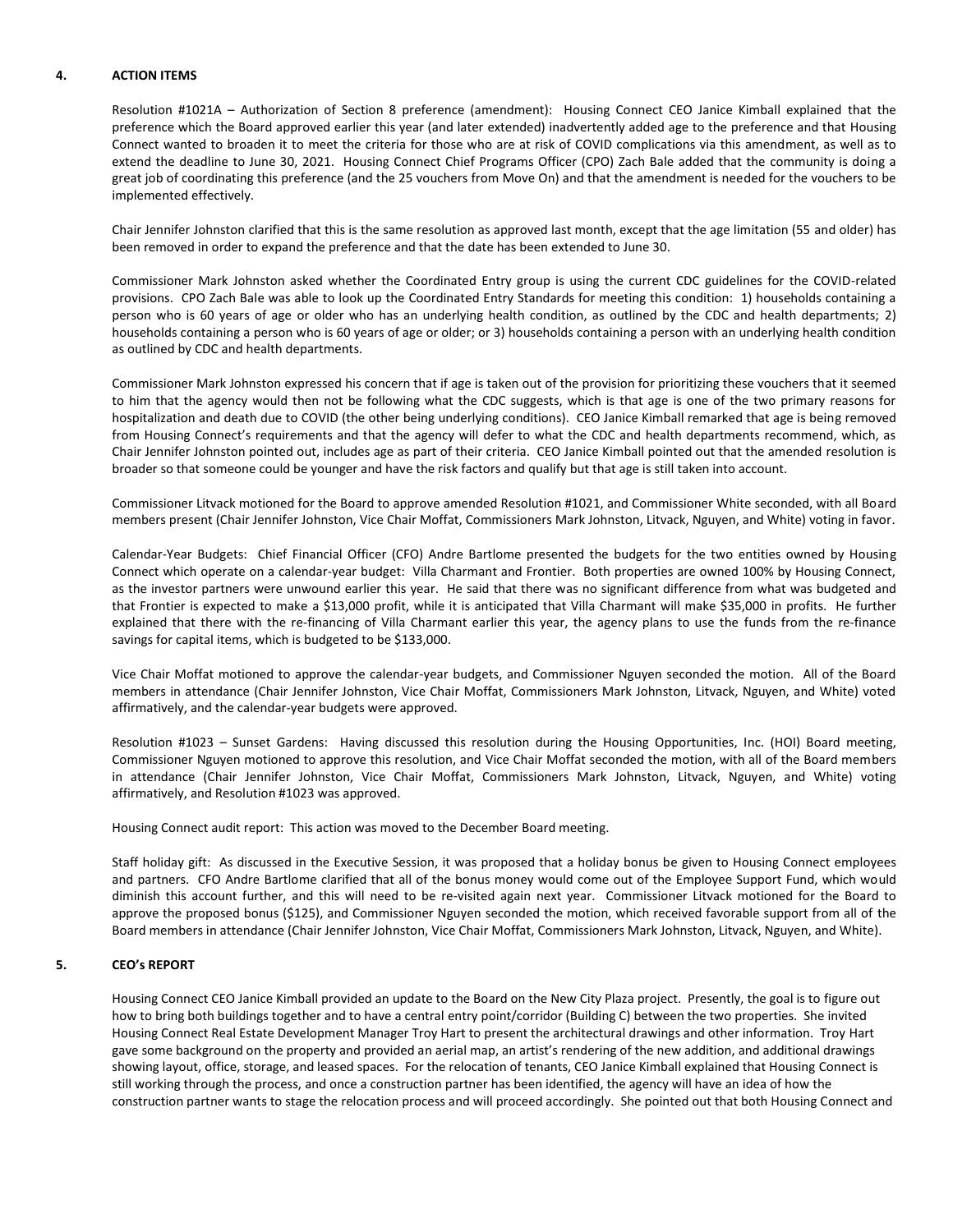## 4. ACTION ITEMS

Resolution #1021A – Authorization of Section 8 preference (amendment): Housing Connect CEO Janice Kimball explained that the preference which the Board approved earlier this year (and later extended) inadvertently added age to the preference and that Housing Connect wanted to broaden it to meet the criteria for those who are at risk of COVID complications via this amendment, as well as to extend the deadline to June 30, 2021. Housing Connect Chief Programs Officer (CPO) Zach Bale added that the community is doing a great job of coordinating this preference (and the 25 vouchers from Move On) and that the amendment is needed for the vouchers to be implemented effectively.

Chair Jennifer Johnston clarified that this is the same resolution as approved last month, except that the age limitation (55 and older) has been removed in order to expand the preference and that the date has been extended to June 30.

Commissioner Mark Johnston asked whether the Coordinated Entry group is using the current CDC guidelines for the COVID-related provisions. CPO Zach Bale was able to look up the Coordinated Entry Standards for meeting this condition: 1) households containing a person who is 60 years of age or older who has an underlying health condition, as outlined by the CDC and health departments; 2) households containing a person who is 60 years of age or older; or 3) households containing a person with an underlying health condition as outlined by CDC and health departments.

Commissioner Mark Johnston expressed his concern that if age is taken out of the provision for prioritizing these vouchers that it seemed to him that the agency would then not be following what the CDC suggests, which is that age is one of the two primary reasons for hospitalization and death due to COVID (the other being underlying conditions). CEO Janice Kimball remarked that age is being removed from Housing Connect's requirements and that the agency will defer to what the CDC and health departments recommend, which, as Chair Jennifer Johnston pointed out, includes age as part of their criteria. CEO Janice Kimball pointed out that the amended resolution is broader so that someone could be younger and have the risk factors and qualify but that age is still taken into account.

Commissioner Litvack motioned for the Board to approve amended Resolution #1021, and Commissioner White seconded, with all Board members present (Chair Jennifer Johnston, Vice Chair Moffat, Commissioners Mark Johnston, Litvack, Nguyen, and White) voting in favor.

Calendar-Year Budgets: Chief Financial Officer (CFO) Andre Bartlome presented the budgets for the two entities owned by Housing Connect which operate on a calendar-year budget: Villa Charmant and Frontier. Both properties are owned 100% by Housing Connect, as the investor partners were unwound earlier this year. He said that there was no significant difference from what was budgeted and that Frontier is expected to make a $13,000 profit, while it is anticipated that Villa Charmant will make $35,000 in profits. He further explained that there with the re-financing of Villa Charmant earlier this year, the agency plans to use the funds from the re-finance savings for capital items, which is budgeted to be $133,000.

Vice Chair Moffat motioned to approve the calendar-year budgets, and Commissioner Nguyen seconded the motion. All of the Board members in attendance (Chair Jennifer Johnston, Vice Chair Moffat, Commissioners Mark Johnston, Litvack, Nguyen, and White) voted affirmatively, and the calendar-year budgets were approved.

Resolution #1023 – Sunset Gardens: Having discussed this resolution during the Housing Opportunities, Inc. (HOI) Board meeting, Commissioner Nguyen motioned to approve this resolution, and Vice Chair Moffat seconded the motion, with all of the Board members in attendance (Chair Jennifer Johnston, Vice Chair Moffat, Commissioners Mark Johnston, Litvack, Nguyen, and White) voting affirmatively, and Resolution #1023 was approved.

Housing Connect audit report: This action was moved to the December Board meeting.

Staff holiday gift: As discussed in the Executive Session, it was proposed that a holiday bonus be given to Housing Connect employees and partners. CFO Andre Bartlome clarified that all of the bonus money would come out of the Employee Support Fund, which would diminish this account further, and this will need to be re-visited again next year. Commissioner Litvack motioned for the Board to approve the proposed bonus ($125), and Commissioner Nguyen seconded the motion, which received favorable support from all of the Board members in attendance (Chair Jennifer Johnston, Vice Chair Moffat, Commissioners Mark Johnston, Litvack, Nguyen, and White).

## 5. CEO's REPORT

Housing Connect CEO Janice Kimball provided an update to the Board on the New City Plaza project. Presently, the goal is to figure out how to bring both buildings together and to have a central entry point/corridor (Building C) between the two properties. She invited Housing Connect Real Estate Development Manager Troy Hart to present the architectural drawings and other information. Troy Hart gave some background on the property and provided an aerial map, an artist's rendering of the new addition, and additional drawings showing layout, office, storage, and leased spaces. For the relocation of tenants, CEO Janice Kimball explained that Housing Connect is still working through the process, and once a construction partner has been identified, the agency will have an idea of how the construction partner wants to stage the relocation process and will proceed accordingly. She pointed out that both Housing Connect and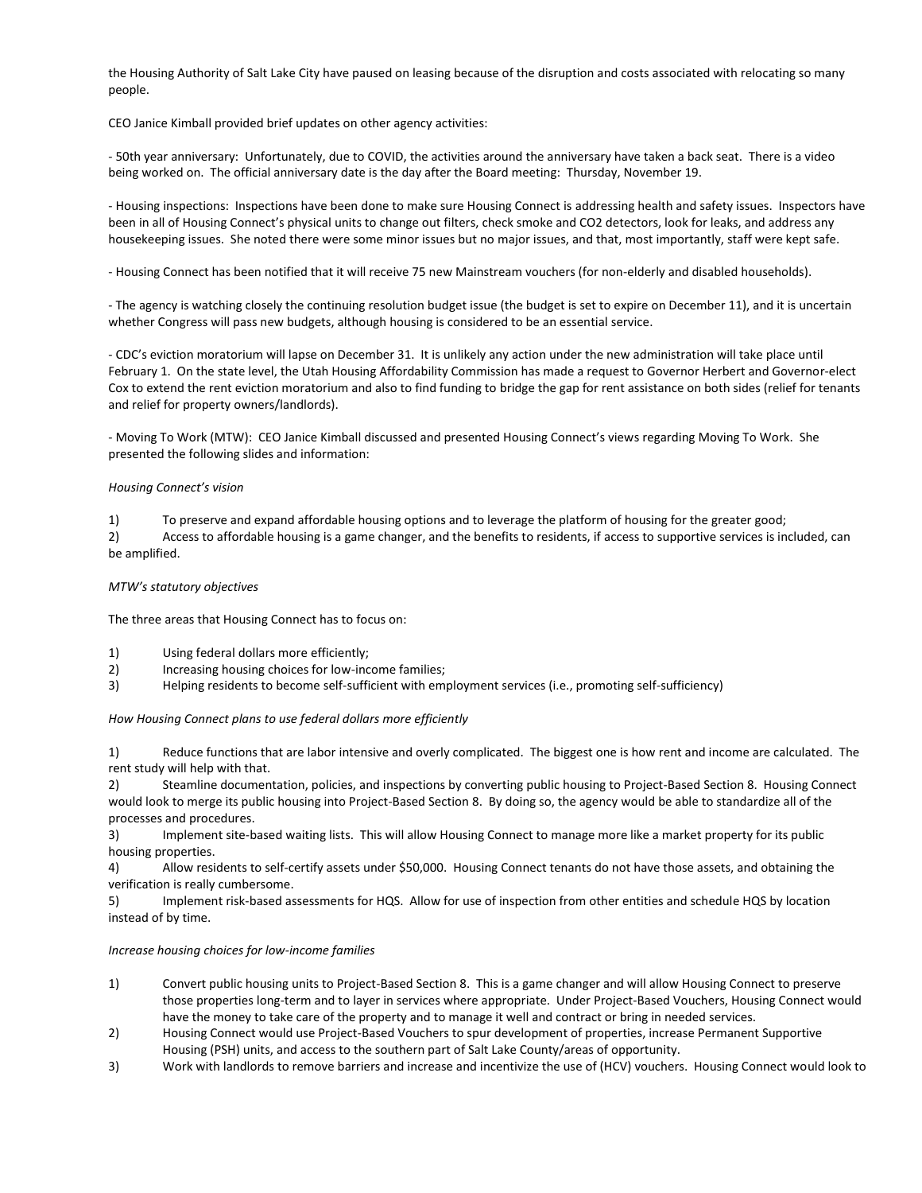the Housing Authority of Salt Lake City have paused on leasing because of the disruption and costs associated with relocating so many people.

CEO Janice Kimball provided brief updates on other agency activities:

- 50th year anniversary: Unfortunately, due to COVID, the activities around the anniversary have taken a back seat. There is a video being worked on. The official anniversary date is the day after the Board meeting: Thursday, November 19.

- Housing inspections: Inspections have been done to make sure Housing Connect is addressing health and safety issues. Inspectors have been in all of Housing Connect's physical units to change out filters, check smoke and CO2 detectors, look for leaks, and address any housekeeping issues. She noted there were some minor issues but no major issues, and that, most importantly, staff were kept safe.

- Housing Connect has been notified that it will receive 75 new Mainstream vouchers (for non-elderly and disabled households).

- The agency is watching closely the continuing resolution budget issue (the budget is set to expire on December 11), and it is uncertain whether Congress will pass new budgets, although housing is considered to be an essential service.

- CDC's eviction moratorium will lapse on December 31. It is unlikely any action under the new administration will take place until February 1. On the state level, the Utah Housing Affordability Commission has made a request to Governor Herbert and Governor-elect Cox to extend the rent eviction moratorium and also to find funding to bridge the gap for rent assistance on both sides (relief for tenants and relief for property owners/landlords).

- Moving To Work (MTW): CEO Janice Kimball discussed and presented Housing Connect's views regarding Moving To Work. She presented the following slides and information:

*Housing Connect's vision*

1) To preserve and expand affordable housing options and to leverage the platform of housing for the greater good;
2) Access to affordable housing is a game changer, and the benefits to residents, if access to supportive services is included, can be amplified.

*MTW's statutory objectives*

The three areas that Housing Connect has to focus on:

1) Using federal dollars more efficiently;
2) Increasing housing choices for low-income families;
3) Helping residents to become self-sufficient with employment services (i.e., promoting self-sufficiency)

*How Housing Connect plans to use federal dollars more efficiently*

1) Reduce functions that are labor intensive and overly complicated. The biggest one is how rent and income are calculated. The rent study will help with that.
2) Steamline documentation, policies, and inspections by converting public housing to Project-Based Section 8. Housing Connect would look to merge its public housing into Project-Based Section 8. By doing so, the agency would be able to standardize all of the processes and procedures.
3) Implement site-based waiting lists. This will allow Housing Connect to manage more like a market property for its public housing properties.
4) Allow residents to self-certify assets under \$50,000. Housing Connect tenants do not have those assets, and obtaining the verification is really cumbersome.
5) Implement risk-based assessments for HQS. Allow for use of inspection from other entities and schedule HQS by location instead of by time.

*Increase housing choices for low-income families*

1) Convert public housing units to Project-Based Section 8. This is a game changer and will allow Housing Connect to preserve those properties long-term and to layer in services where appropriate. Under Project-Based Vouchers, Housing Connect would have the money to take care of the property and to manage it well and contract or bring in needed services.
2) Housing Connect would use Project-Based Vouchers to spur development of properties, increase Permanent Supportive Housing (PSH) units, and access to the southern part of Salt Lake County/areas of opportunity.
3) Work with landlords to remove barriers and increase and incentivize the use of (HCV) vouchers. Housing Connect would look to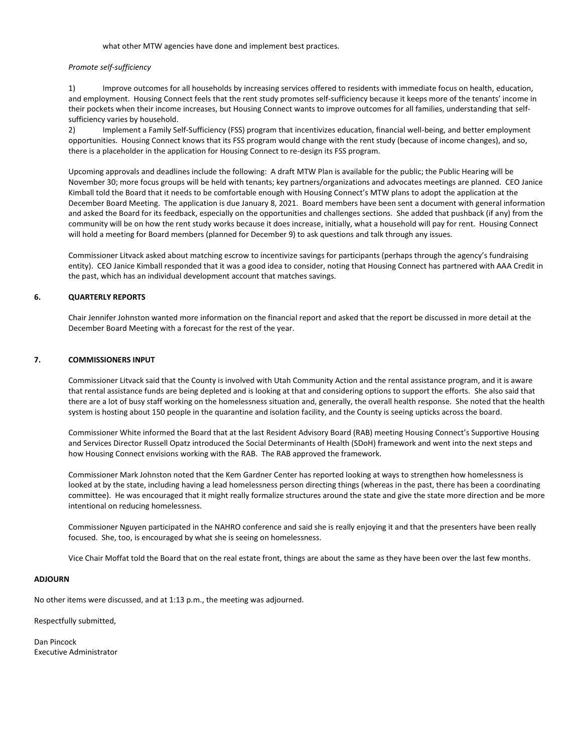what other MTW agencies have done and implement best practices.

*Promote self-sufficiency*

1) Improve outcomes for all households by increasing services offered to residents with immediate focus on health, education, and employment. Housing Connect feels that the rent study promotes self-sufficiency because it keeps more of the tenants' income in their pockets when their income increases, but Housing Connect wants to improve outcomes for all families, understanding that self-sufficiency varies by household.

2) Implement a Family Self-Sufficiency (FSS) program that incentivizes education, financial well-being, and better employment opportunities. Housing Connect knows that its FSS program would change with the rent study (because of income changes), and so, there is a placeholder in the application for Housing Connect to re-design its FSS program.

Upcoming approvals and deadlines include the following: A draft MTW Plan is available for the public; the Public Hearing will be November 30; more focus groups will be held with tenants; key partners/organizations and advocates meetings are planned. CEO Janice Kimball told the Board that it needs to be comfortable enough with Housing Connect's MTW plans to adopt the application at the December Board Meeting. The application is due January 8, 2021. Board members have been sent a document with general information and asked the Board for its feedback, especially on the opportunities and challenges sections. She added that pushback (if any) from the community will be on how the rent study works because it does increase, initially, what a household will pay for rent. Housing Connect will hold a meeting for Board members (planned for December 9) to ask questions and talk through any issues.

Commissioner Litvack asked about matching escrow to incentivize savings for participants (perhaps through the agency's fundraising entity). CEO Janice Kimball responded that it was a good idea to consider, noting that Housing Connect has partnered with AAA Credit in the past, which has an individual development account that matches savings.

## 6. QUARTERLY REPORTS

Chair Jennifer Johnston wanted more information on the financial report and asked that the report be discussed in more detail at the December Board Meeting with a forecast for the rest of the year.

## 7. COMMISSIONERS INPUT

Commissioner Litvack said that the County is involved with Utah Community Action and the rental assistance program, and it is aware that rental assistance funds are being depleted and is looking at that and considering options to support the efforts. She also said that there are a lot of busy staff working on the homelessness situation and, generally, the overall health response. She noted that the health system is hosting about 150 people in the quarantine and isolation facility, and the County is seeing upticks across the board.

Commissioner White informed the Board that at the last Resident Advisory Board (RAB) meeting Housing Connect's Supportive Housing and Services Director Russell Opatz introduced the Social Determinants of Health (SDoH) framework and went into the next steps and how Housing Connect envisions working with the RAB. The RAB approved the framework.

Commissioner Mark Johnston noted that the Kem Gardner Center has reported looking at ways to strengthen how homelessness is looked at by the state, including having a lead homelessness person directing things (whereas in the past, there has been a coordinating committee). He was encouraged that it might really formalize structures around the state and give the state more direction and be more intentional on reducing homelessness.

Commissioner Nguyen participated in the NAHRO conference and said she is really enjoying it and that the presenters have been really focused. She, too, is encouraged by what she is seeing on homelessness.

Vice Chair Moffat told the Board that on the real estate front, things are about the same as they have been over the last few months.

## ADJOURN

No other items were discussed, and at 1:13 p.m., the meeting was adjourned.

Respectfully submitted,

Dan Pincock
Executive Administrator